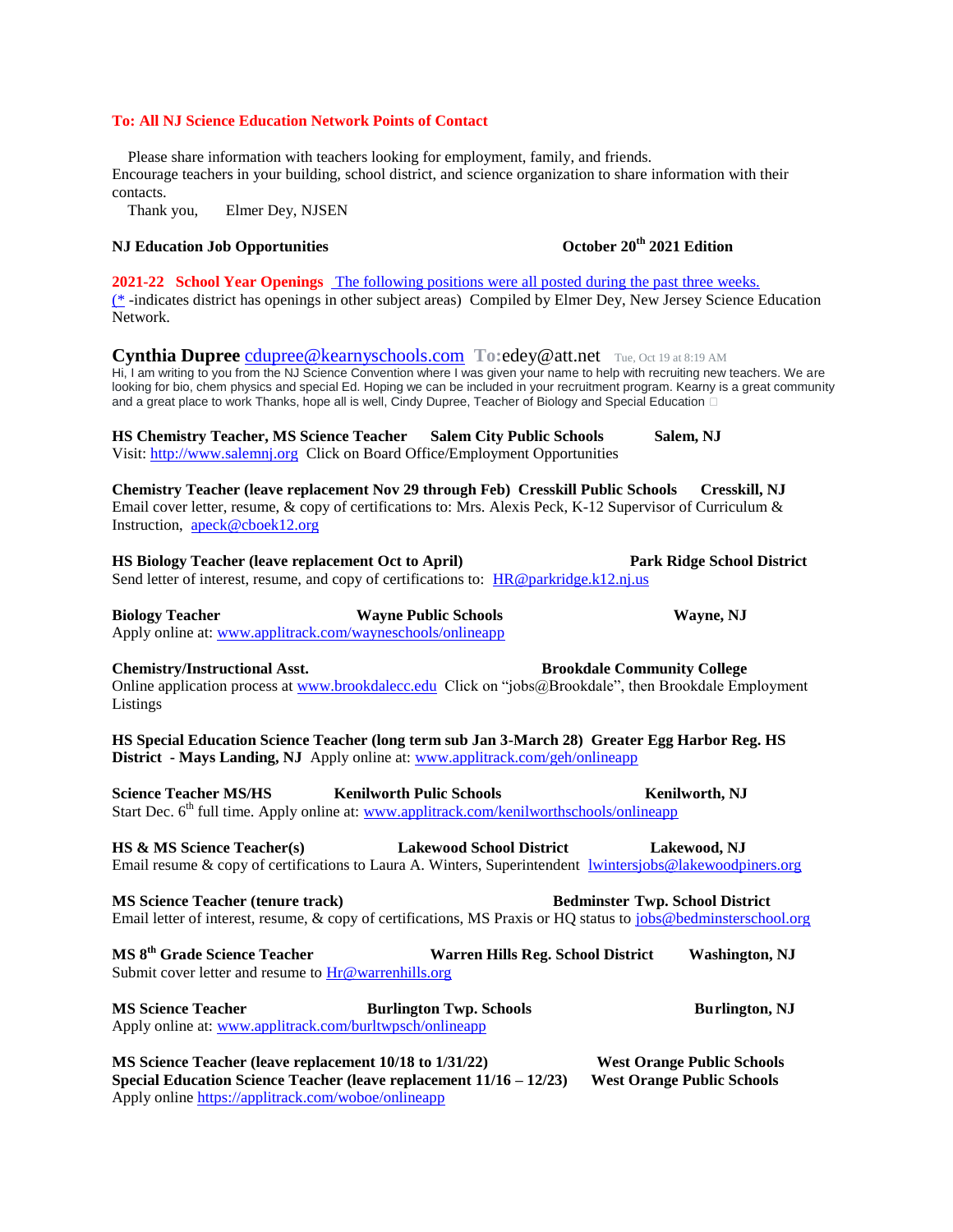**To: All NJ Science Education Network Points of Contact**

Please share information with teachers looking for employment, family, and friends.
Encourage teachers in your building, school district, and science organization to share information with their contacts.
Thank you, Elmer Dey, NJSEN

**NJ Education Job Opportunities** **October 20th 2021 Edition**

**2021-22 School Year Openings** The following positions were all posted during the past three weeks. (* -indicates district has openings in other subject areas) Compiled by Elmer Dey, New Jersey Science Education Network.

**Cynthia Dupree** cdupree@kearnyschools.com **To:** edey@att.net Tue, Oct 19 at 8:19 AM
Hi, I am writing to you from the NJ Science Convention where I was given your name to help with recruiting new teachers. We are looking for bio, chem physics and special Ed. Hoping we can be included in your recruitment program. Kearny is a great community and a great place to work Thanks, hope all is well, Cindy Dupree, Teacher of Biology and Special Education

**HS Chemistry Teacher, MS Science Teacher** **Salem City Public Schools** **Salem, NJ**
Visit: http://www.salemnj.org Click on Board Office/Employment Opportunities

**Chemistry Teacher (leave replacement Nov 29 through Feb)** **Cresskill Public Schools** **Cresskill, NJ**
Email cover letter, resume, & copy of certifications to: Mrs. Alexis Peck, K-12 Supervisor of Curriculum & Instruction, apeck@cboek12.org

**HS Biology Teacher (leave replacement Oct to April)** **Park Ridge School District**
Send letter of interest, resume, and copy of certifications to: HR@parkridge.k12.nj.us

**Biology Teacher** **Wayne Public Schools** **Wayne, NJ**
Apply online at: www.applitrack.com/wayneschools/onlineapp

**Chemistry/Instructional Asst.** **Brookdale Community College**
Online application process at www.brookdalecc.edu Click on "jobs@Brookdale", then Brookdale Employment Listings

**HS Special Education Science Teacher (long term sub Jan 3-March 28)** **Greater Egg Harbor Reg. HS District - Mays Landing, NJ** Apply online at: www.applitrack.com/geh/onlineapp

**Science Teacher MS/HS** **Kenilworth Pulic Schools** **Kenilworth, NJ**
Start Dec. 6th full time. Apply online at: www.applitrack.com/kenilworthschools/onlineapp

**HS & MS Science Teacher(s)** **Lakewood School District** **Lakewood, NJ**
Email resume & copy of certifications to Laura A. Winters, Superintendent lwintersjobs@lakewoodpiners.org

**MS Science Teacher (tenure track)** **Bedminster Twp. School District**
Email letter of interest, resume, & copy of certifications, MS Praxis or HQ status to jobs@bedminsterschool.org

**MS 8th Grade Science Teacher** **Warren Hills Reg. School District** **Washington, NJ**
Submit cover letter and resume to Hr@warrenhills.org

**MS Science Teacher** **Burlington Twp. Schools** **Burlington, NJ**
Apply online at: www.applitrack.com/burltwpsch/onlineapp

**MS Science Teacher (leave replacement 10/18 to 1/31/22)** **West Orange Public Schools**
**Special Education Science Teacher (leave replacement 11/16 – 12/23)** **West Orange Public Schools**
Apply online https://applitrack.com/woboe/onlineapp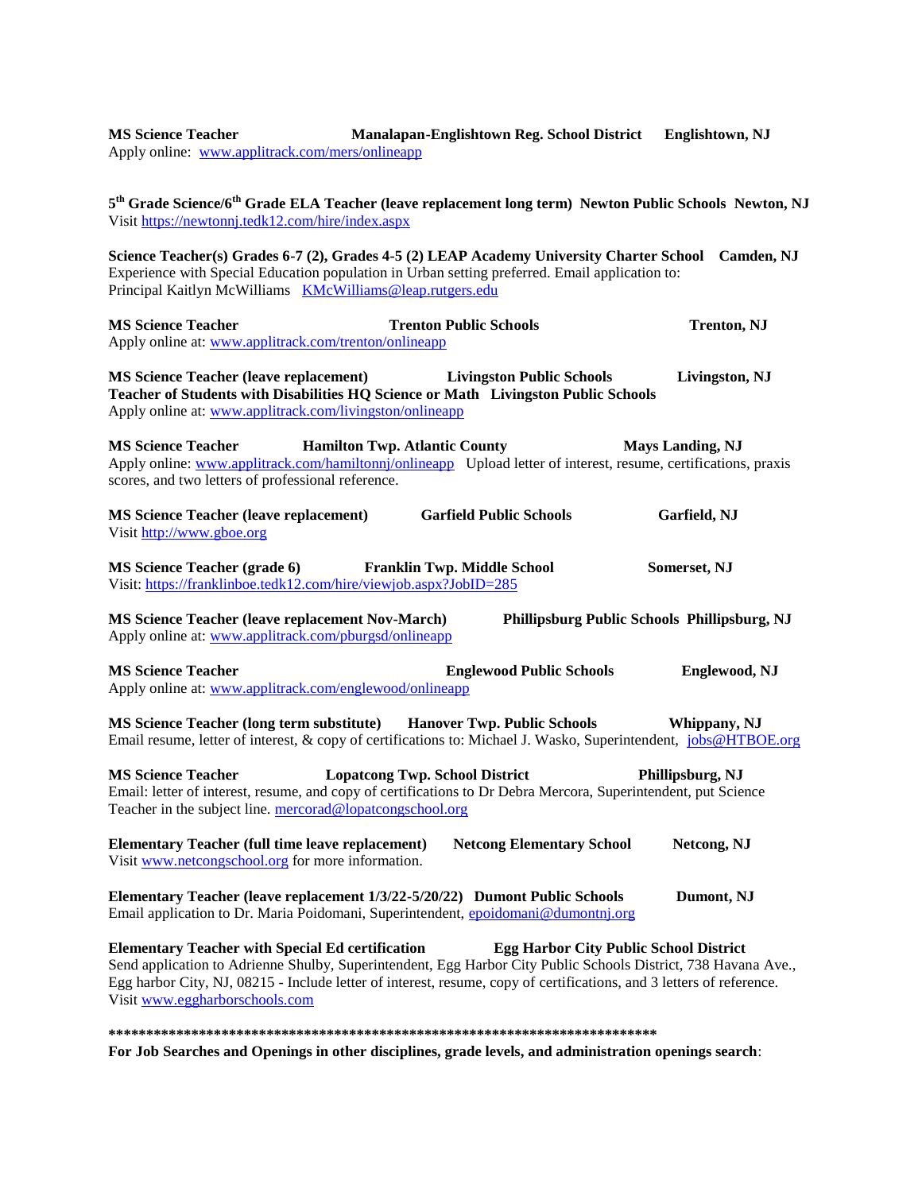**MS Science Teacher** **Manalapan-Englishtown Reg. School District** **Englishtown, NJ**
Apply online: www.applitrack.com/mers/onlineapp

**5th Grade Science/6th Grade ELA Teacher (leave replacement long term)** **Newton Public Schools** **Newton, NJ**
Visit https://newtonnj.tedk12.com/hire/index.aspx

**Science Teacher(s) Grades 6-7 (2), Grades 4-5 (2) LEAP Academy University Charter School** **Camden, NJ**
Experience with Special Education population in Urban setting preferred. Email application to: Principal Kaitlyn McWilliams KMcWilliams@leap.rutgers.edu

**MS Science Teacher** **Trenton Public Schools** **Trenton, NJ**
Apply online at: www.applitrack.com/trenton/onlineapp

**MS Science Teacher (leave replacement)** **Livingston Public Schools** **Livingston, NJ**
**Teacher of Students with Disabilities HQ Science or Math** **Livingston Public Schools**
Apply online at: www.applitrack.com/livingston/onlineapp

**MS Science Teacher** **Hamilton Twp. Atlantic County** **Mays Landing, NJ**
Apply online: www.applitrack.com/hamiltonnj/onlineapp Upload letter of interest, resume, certifications, praxis scores, and two letters of professional reference.

**MS Science Teacher (leave replacement)** **Garfield Public Schools** **Garfield, NJ**
Visit http://www.gboe.org

**MS Science Teacher (grade 6)** **Franklin Twp. Middle School** **Somerset, NJ**
Visit: https://franklinboe.tedk12.com/hire/viewjob.aspx?JobID=285

**MS Science Teacher (leave replacement Nov-March)** **Phillipsburg Public Schools** **Phillipsburg, NJ**
Apply online at: www.applitrack.com/pburgsd/onlineapp

**MS Science Teacher** **Englewood Public Schools** **Englewood, NJ**
Apply online at: www.applitrack.com/englewood/onlineapp

**MS Science Teacher (long term substitute)** **Hanover Twp. Public Schools** **Whippany, NJ**
Email resume, letter of interest, & copy of certifications to: Michael J. Wasko, Superintendent, jobs@HTBOE.org

**MS Science Teacher** **Lopatcong Twp. School District** **Phillipsburg, NJ**
Email: letter of interest, resume, and copy of certifications to Dr Debra Mercora, Superintendent, put Science Teacher in the subject line. mercorad@lopatcongschool.org

**Elementary Teacher (full time leave replacement)** **Netcong Elementary School** **Netcong, NJ**
Visit www.netcongschool.org for more information.

**Elementary Teacher (leave replacement 1/3/22-5/20/22)** **Dumont Public Schools** **Dumont, NJ**
Email application to Dr. Maria Poidomani, Superintendent, epoidomani@dumontnj.org

**Elementary Teacher with Special Ed certification** **Egg Harbor City Public School District**
Send application to Adrienne Shulby, Superintendent, Egg Harbor City Public Schools District, 738 Havana Ave., Egg harbor City, NJ, 08215 - Include letter of interest, resume, copy of certifications, and 3 letters of reference. Visit www.eggharborschools.com

**************************************************************************

**For Job Searches and Openings in other disciplines, grade levels, and administration openings search**: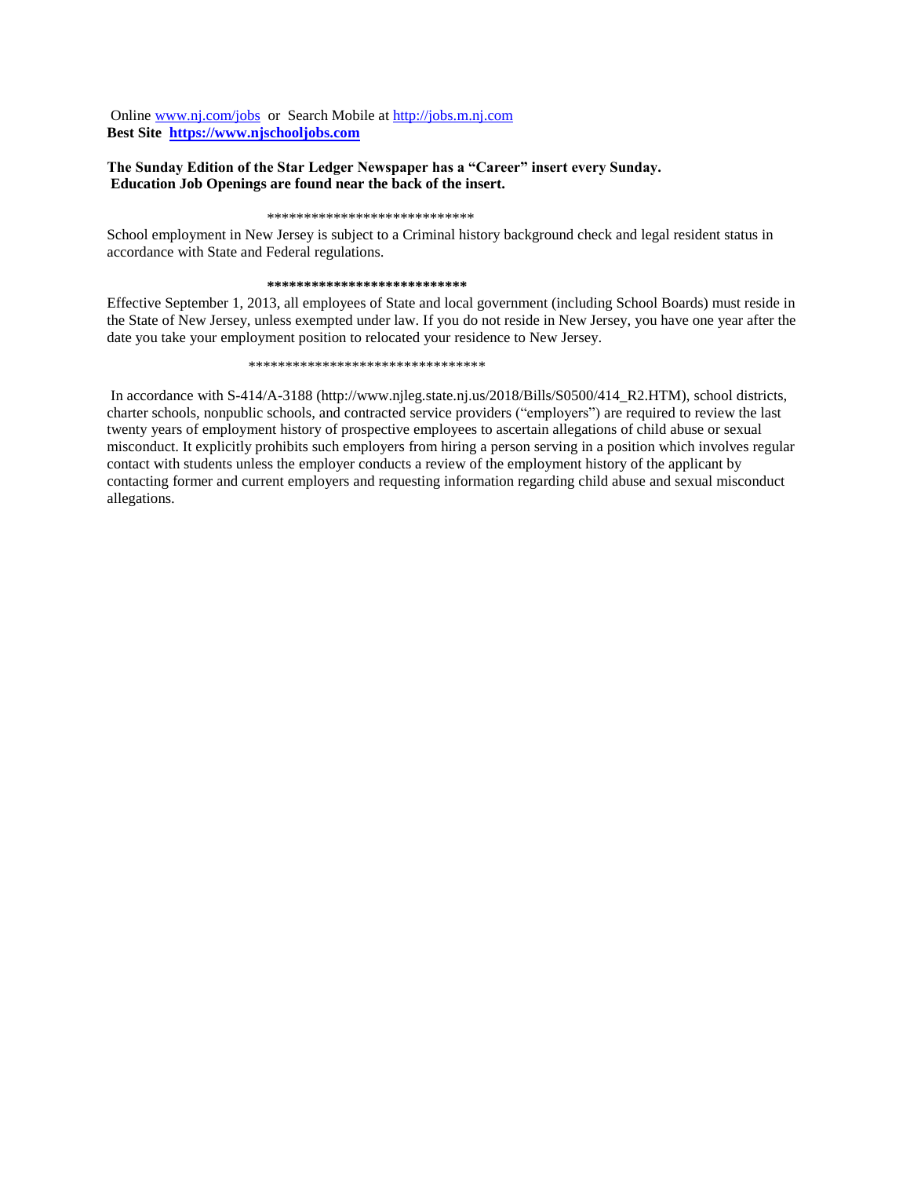Online [www.nj.com/jobs](www.nj.com/jobs) or Search Mobile at [http://jobs.m.nj.com](http://jobs.m.nj.com)
**Best Site [https://www.njschooljobs.com](https://www.njschooljobs.com)**

**The Sunday Edition of the Star Ledger Newspaper has a "Career" insert every Sunday.**
**Education Job Openings are found near the back of the insert.**

****************************

School employment in New Jersey is subject to a Criminal history background check and legal resident status in accordance with State and Federal regulations.

******************************

Effective September 1, 2013, all employees of State and local government (including School Boards) must reside in the State of New Jersey, unless exempted under law. If you do not reside in New Jersey, you have one year after the date you take your employment position to relocated your residence to New Jersey.

********************************

In accordance with S-414/A-3188 (http://www.njleg.state.nj.us/2018/Bills/S0500/414_R2.HTM), school districts, charter schools, nonpublic schools, and contracted service providers ("employers") are required to review the last twenty years of employment history of prospective employees to ascertain allegations of child abuse or sexual misconduct. It explicitly prohibits such employers from hiring a person serving in a position which involves regular contact with students unless the employer conducts a review of the employment history of the applicant by contacting former and current employers and requesting information regarding child abuse and sexual misconduct allegations.